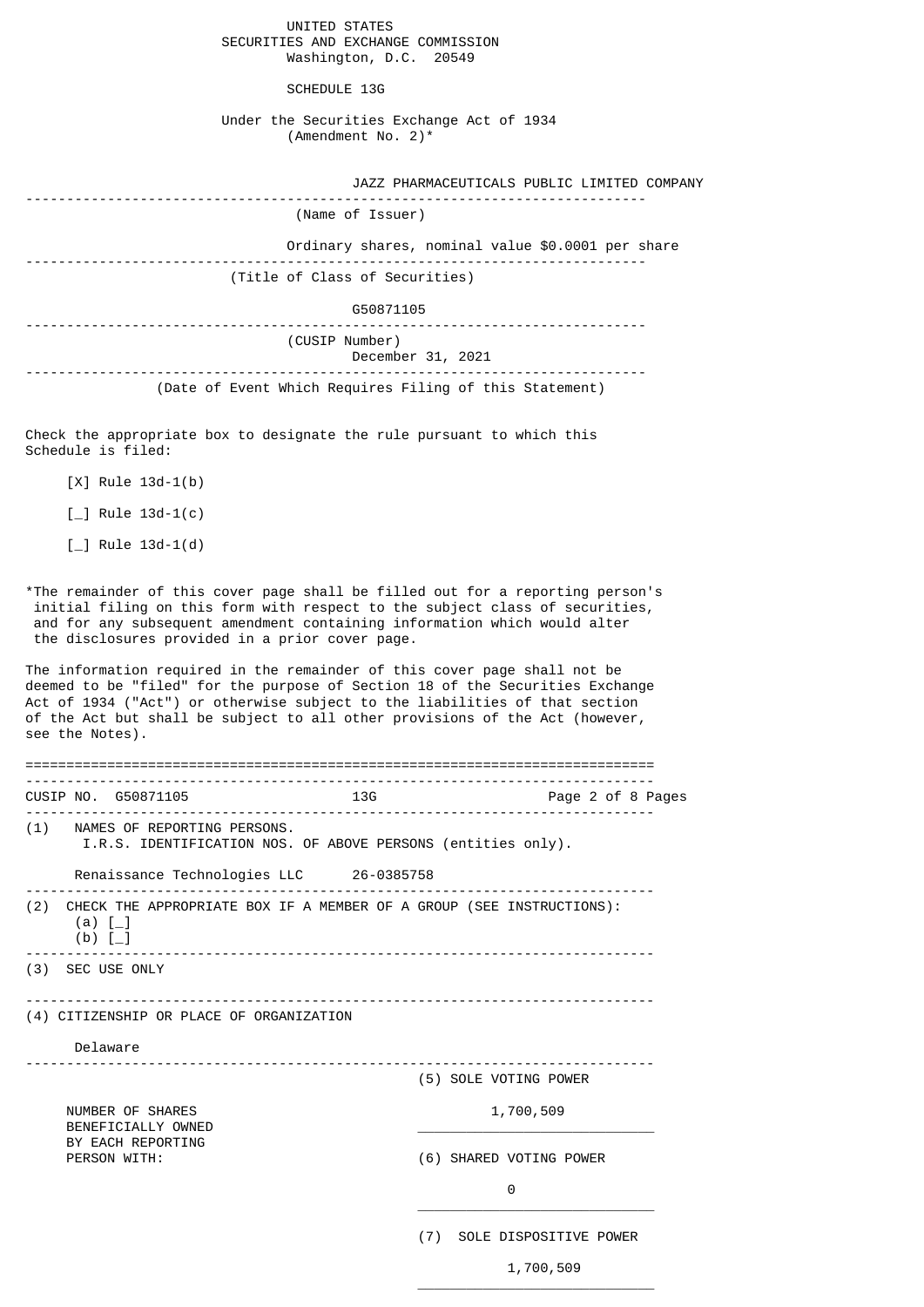UNITED STATES
SECURITIES AND EXCHANGE COMMISSION
Washington, D.C. 20549

# SCHEDULE 13G

Under the Securities Exchange Act of 1934
(Amendment No. 2)*

JAZZ PHARMACEUTICALS PUBLIC LIMITED COMPANY

---

(Name of Issuer)

Ordinary shares, nominal value $0.0001 per share

---

(Title of Class of Securities)

G50871105

---

(CUSIP Number)

December 31, 2021

---

(Date of Event Which Requires Filing of this Statement)

Check the appropriate box to designate the rule pursuant to which this Schedule is filed:

[X] Rule 13d-1(b)

[_] Rule 13d-1(c)

[_] Rule 13d-1(d)

*The remainder of this cover page shall be filled out for a reporting person's initial filing on this form with respect to the subject class of securities, and for any subsequent amendment containing information which would alter the disclosures provided in a prior cover page.

The information required in the remainder of this cover page shall not be deemed to be "filed" for the purpose of Section 18 of the Securities Exchange Act of 1934 ("Act") or otherwise subject to the liabilities of that section of the Act but shall be subject to all other provisions of the Act (however, see the Notes).

---

CUSIP NO. G50871105 13G

---

(1) NAMES OF REPORTING PERSONS.
I.R.S. IDENTIFICATION NOS. OF ABOVE PERSONS (entities only).

Renaissance Technologies LLC 26-0385758

---

(2) CHECK THE APPROPRIATE BOX IF A MEMBER OF A GROUP (SEE INSTRUCTIONS):
(a) [_]
(b) [_]

---

(3) SEC USE ONLY

---

(4) CITIZENSHIP OR PLACE OF ORGANIZATION

Delaware

---

| NUMBER OF SHARES BENEFICIALLY OWNED BY EACH REPORTING PERSON WITH: | |
|---|---|
| | (5) SOLE VOTING POWER<br>1,700,509 |
| | (6) SHARED VOTING POWER<br>0 |
| | (7) SOLE DISPOSITIVE POWER<br>1,700,509 |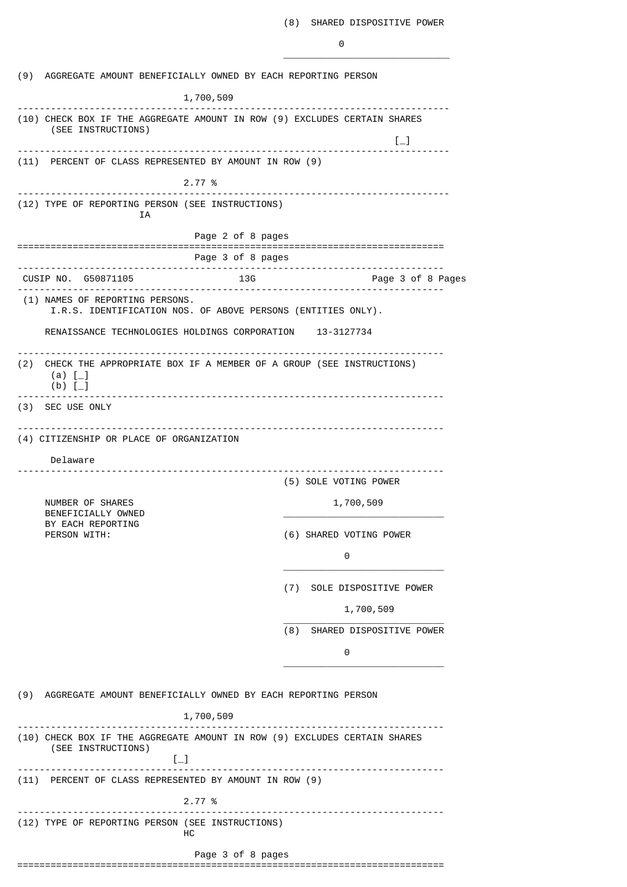(8) SHARED DISPOSITIVE POWER

0

(9) AGGREGATE AMOUNT BENEFICIALLY OWNED BY EACH REPORTING PERSON

1,700,509

(10) CHECK BOX IF THE AGGREGATE AMOUNT IN ROW (9) EXCLUDES CERTAIN SHARES (SEE INSTRUCTIONS)

[_]

(11) PERCENT OF CLASS REPRESENTED BY AMOUNT IN ROW (9)

2.77 %

(12) TYPE OF REPORTING PERSON (SEE INSTRUCTIONS)

IA

---

CUSIP NO. G50871105 13G

(1) NAMES OF REPORTING PERSONS.
I.R.S. IDENTIFICATION NOS. OF ABOVE PERSONS (ENTITIES ONLY).

RENAISSANCE TECHNOLOGIES HOLDINGS CORPORATION 13-3127734

(2) CHECK THE APPROPRIATE BOX IF A MEMBER OF A GROUP (SEE INSTRUCTIONS)
(a) [_]
(b) [_]

(3) SEC USE ONLY

(4) CITIZENSHIP OR PLACE OF ORGANIZATION

Delaware

| NUMBER OF SHARES BENEFICIALLY OWNED BY EACH REPORTING PERSON WITH: | |
|---|---|
| (5) SOLE VOTING POWER | 1,700,509 |
| (6) SHARED VOTING POWER | 0 |
| (7) SOLE DISPOSITIVE POWER | 1,700,509 |
| (8) SHARED DISPOSITIVE POWER | 0 |

(9) AGGREGATE AMOUNT BENEFICIALLY OWNED BY EACH REPORTING PERSON

1,700,509

(10) CHECK BOX IF THE AGGREGATE AMOUNT IN ROW (9) EXCLUDES CERTAIN SHARES (SEE INSTRUCTIONS)

[_]

(11) PERCENT OF CLASS REPRESENTED BY AMOUNT IN ROW (9)

2.77 %

(12) TYPE OF REPORTING PERSON (SEE INSTRUCTIONS)

HC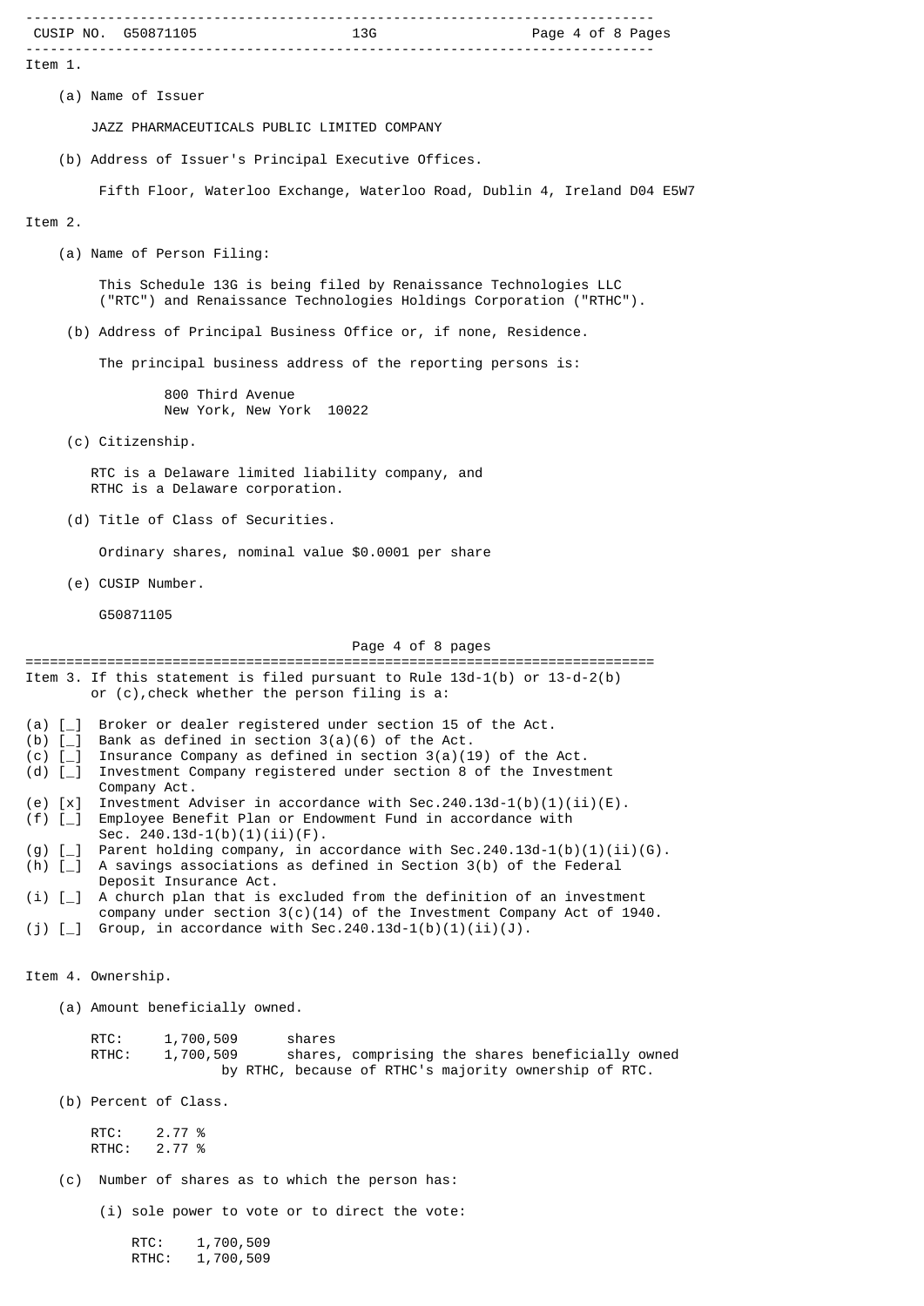## Item 1.

(a) Name of Issuer

JAZZ PHARMACEUTICALS PUBLIC LIMITED COMPANY

(b) Address of Issuer's Principal Executive Offices.

Fifth Floor, Waterloo Exchange, Waterloo Road, Dublin 4, Ireland D04 E5W7

## Item 2.

(a) Name of Person Filing:

This Schedule 13G is being filed by Renaissance Technologies LLC ("RTC") and Renaissance Technologies Holdings Corporation ("RTHC").

(b) Address of Principal Business Office or, if none, Residence.

The principal business address of the reporting persons is:

800 Third Avenue
New York, New York 10022

(c) Citizenship.

RTC is a Delaware limited liability company, and
RTHC is a Delaware corporation.

(d) Title of Class of Securities.

Ordinary shares, nominal value $0.0001 per share

(e) CUSIP Number.

G50871105

## Item 3. If this statement is filed pursuant to Rule 13d-1(b) or 13-d-2(b) or (c),check whether the person filing is a:

(a) [_] Broker or dealer registered under section 15 of the Act.
(b) [_] Bank as defined in section 3(a)(6) of the Act.
(c) [_] Insurance Company as defined in section 3(a)(19) of the Act.
(d) [_] Investment Company registered under section 8 of the Investment Company Act.
(e) [x] Investment Adviser in accordance with Sec.240.13d-1(b)(1)(ii)(E).
(f) [_] Employee Benefit Plan or Endowment Fund in accordance with Sec. 240.13d-1(b)(1)(ii)(F).
(g) [_] Parent holding company, in accordance with Sec.240.13d-1(b)(1)(ii)(G).
(h) [_] A savings associations as defined in Section 3(b) of the Federal Deposit Insurance Act.
(i) [_] A church plan that is excluded from the definition of an investment company under section 3(c)(14) of the Investment Company Act of 1940.
(j) [_] Group, in accordance with Sec.240.13d-1(b)(1)(ii)(J).

## Item 4. Ownership.

(a) Amount beneficially owned.

RTC: 1,700,509 shares
RTHC: 1,700,509 shares, comprising the shares beneficially owned by RTHC, because of RTHC's majority ownership of RTC.

(b) Percent of Class.

RTC: 2.77 %
RTHC: 2.77 %

(c) Number of shares as to which the person has:

(i) sole power to vote or to direct the vote:

RTC: 1,700,509
RTHC: 1,700,509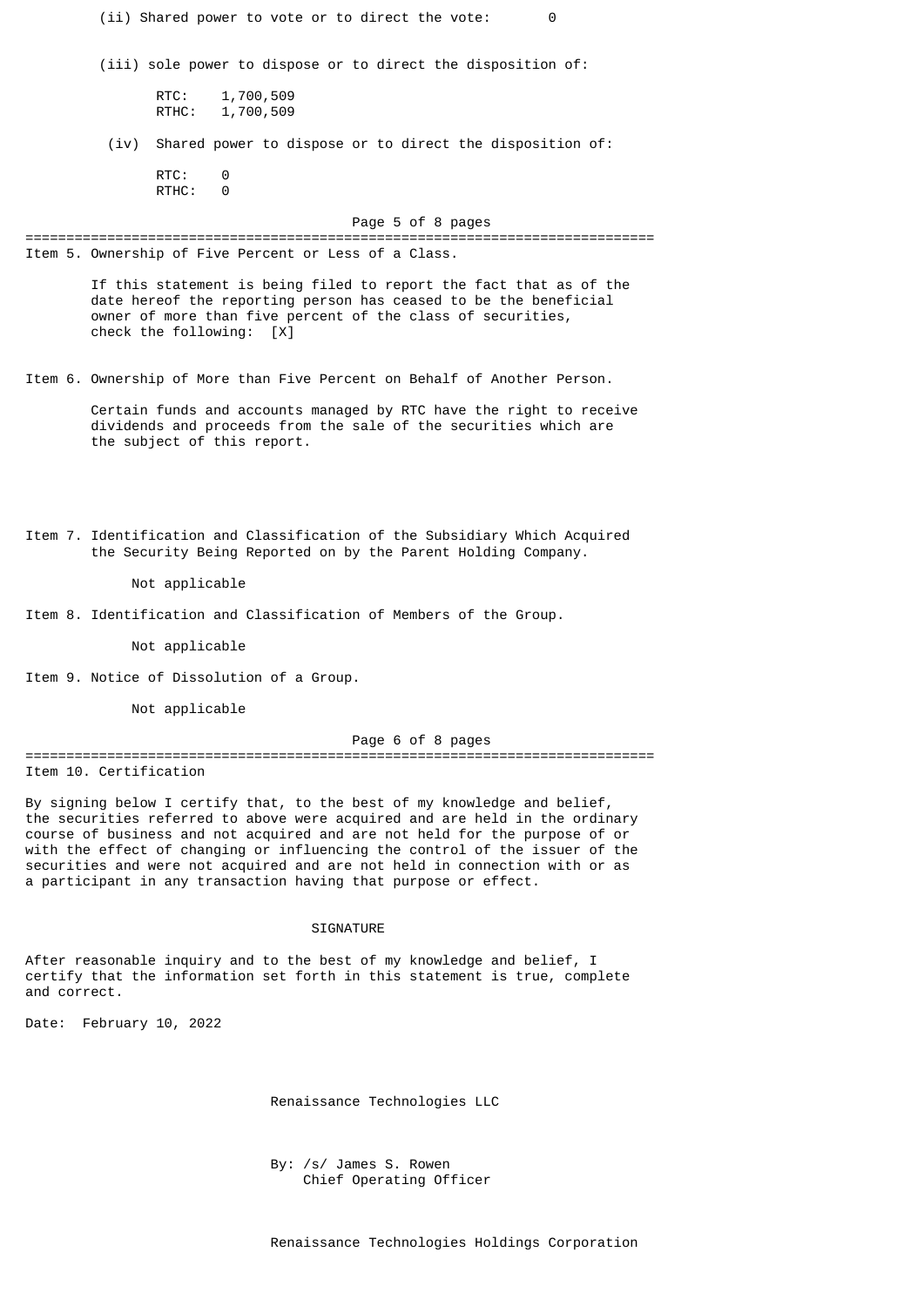(ii) Shared power to vote or to direct the vote: 0

(iii) sole power to dispose or to direct the disposition of:

RTC: 1,700,509
RTHC: 1,700,509

(iv) Shared power to dispose or to direct the disposition of:

RTC: 0
RTHC: 0

## Item 5. Ownership of Five Percent or Less of a Class.

If this statement is being filed to report the fact that as of the date hereof the reporting person has ceased to be the beneficial owner of more than five percent of the class of securities, check the following: [X]

## Item 6. Ownership of More than Five Percent on Behalf of Another Person.

Certain funds and accounts managed by RTC have the right to receive dividends and proceeds from the sale of the securities which are the subject of this report.

## Item 7. Identification and Classification of the Subsidiary Which Acquired the Security Being Reported on by the Parent Holding Company.

Not applicable

## Item 8. Identification and Classification of Members of the Group.

Not applicable

## Item 9. Notice of Dissolution of a Group.

Not applicable

## Item 10. Certification

By signing below I certify that, to the best of my knowledge and belief, the securities referred to above were acquired and are held in the ordinary course of business and not acquired and are not held for the purpose of or with the effect of changing or influencing the control of the issuer of the securities and were not acquired and are not held in connection with or as a participant in any transaction having that purpose or effect.

## SIGNATURE

After reasonable inquiry and to the best of my knowledge and belief, I certify that the information set forth in this statement is true, complete and correct.

Date: February 10, 2022

Renaissance Technologies LLC

By: /s/ James S. Rowen
Chief Operating Officer

Renaissance Technologies Holdings Corporation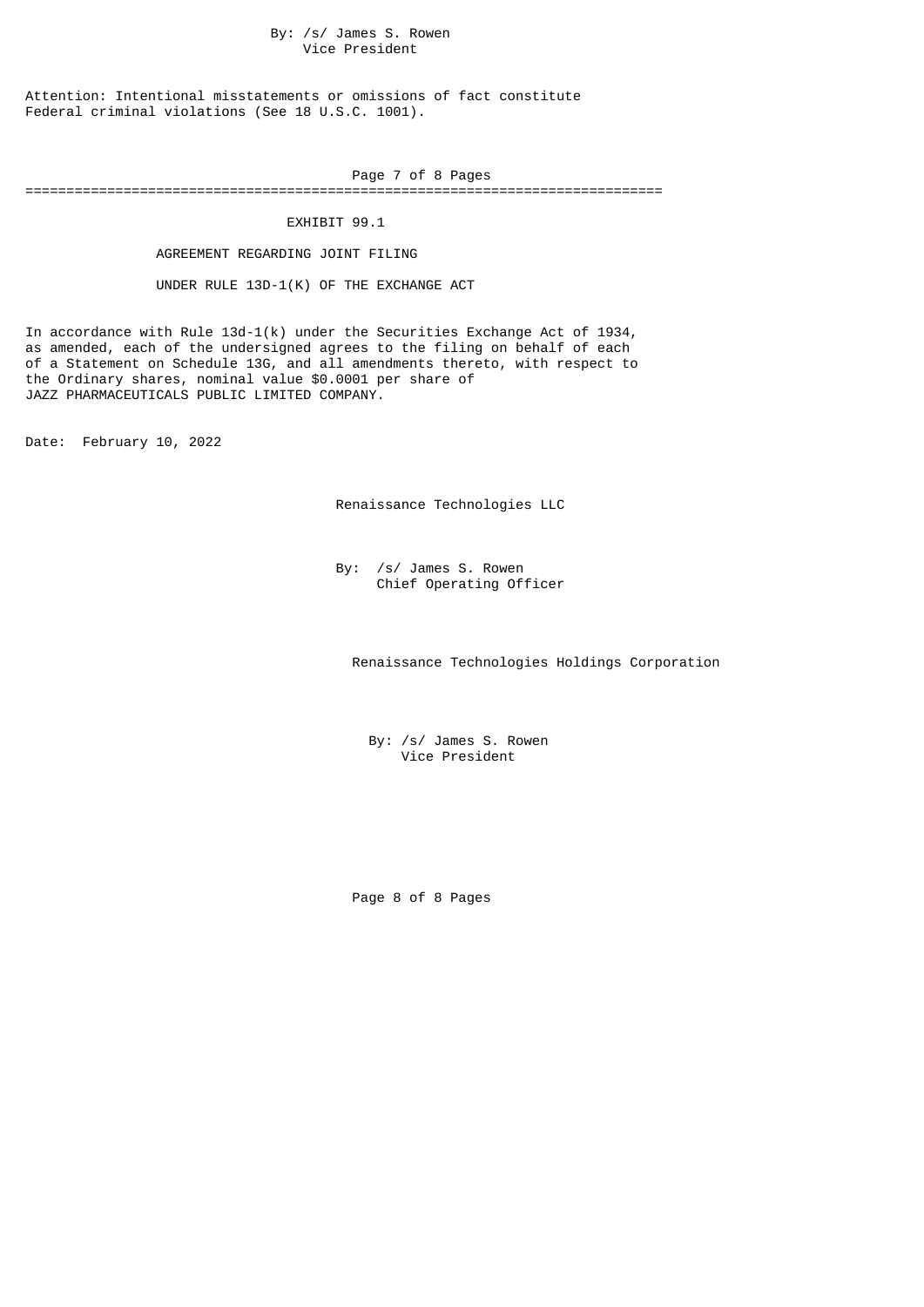By: /s/ James S. Rowen
Vice President

Attention: Intentional misstatements or omissions of fact constitute Federal criminal violations (See 18 U.S.C. 1001).

---

EXHIBIT 99.1

AGREEMENT REGARDING JOINT FILING

UNDER RULE 13D-1(K) OF THE EXCHANGE ACT

In accordance with Rule 13d-1(k) under the Securities Exchange Act of 1934, as amended, each of the undersigned agrees to the filing on behalf of each of a Statement on Schedule 13G, and all amendments thereto, with respect to the Ordinary shares, nominal value $0.0001 per share of JAZZ PHARMACEUTICALS PUBLIC LIMITED COMPANY.

Date: February 10, 2022

Renaissance Technologies LLC

By: /s/ James S. Rowen
Chief Operating Officer

Renaissance Technologies Holdings Corporation

By: /s/ James S. Rowen
Vice President